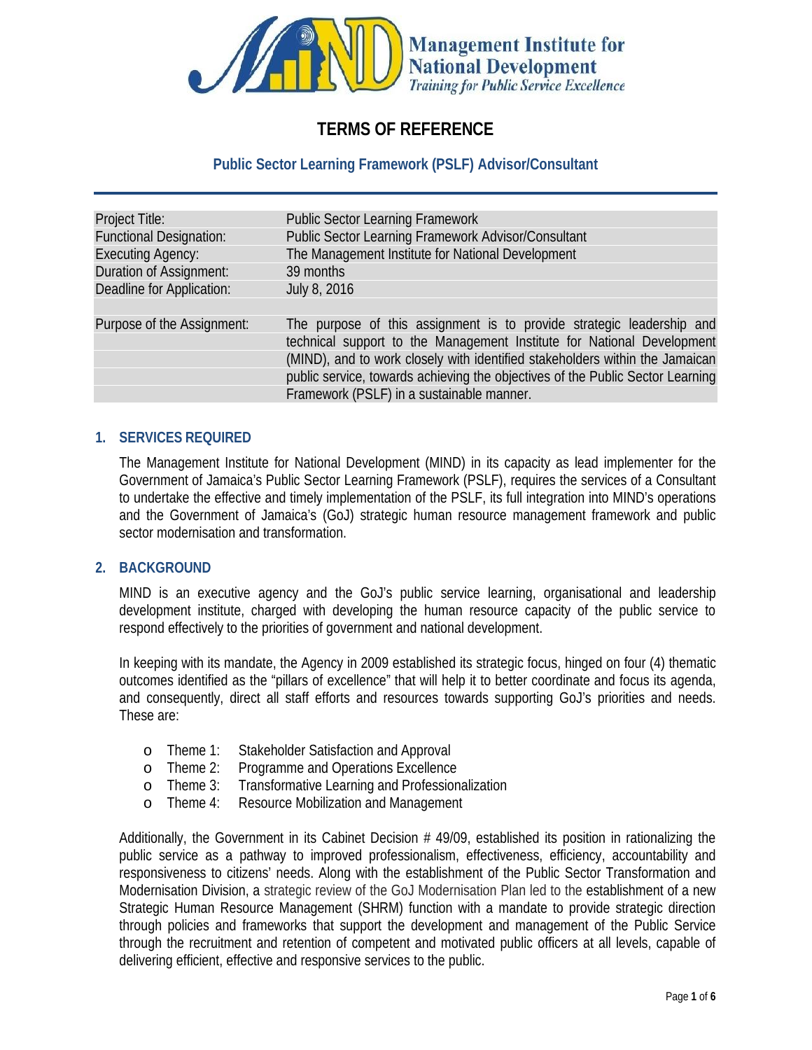Management Institute for National Development
*Training for Public Service Excellence*

# TERMS OF REFERENCE

## Public Sector Learning Framework (PSLF) Advisor/Consultant

| | |
|---|---|
| Project Title: | Public Sector Learning Framework |
| Functional Designation: | Public Sector Learning Framework Advisor/Consultant |
| Executing Agency: | The Management Institute for National Development |
| Duration of Assignment: | 39 months |
| Deadline for Application: | July 8, 2016 |
| Purpose of the Assignment: | The purpose of this assignment is to provide strategic leadership and technical support to the Management Institute for National Development (MIND), and to work closely with identified stakeholders within the Jamaican public service, towards achieving the objectives of the Public Sector Learning Framework (PSLF) in a sustainable manner. |

### 1. SERVICES REQUIRED

The Management Institute for National Development (MIND) in its capacity as lead implementer for the Government of Jamaica's Public Sector Learning Framework (PSLF), requires the services of a Consultant to undertake the effective and timely implementation of the PSLF, its full integration into MIND's operations and the Government of Jamaica's (GoJ) strategic human resource management framework and public sector modernisation and transformation.

### 2. BACKGROUND

MIND is an executive agency and the GoJ's public service learning, organisational and leadership development institute, charged with developing the human resource capacity of the public service to respond effectively to the priorities of government and national development.

In keeping with its mandate, the Agency in 2009 established its strategic focus, hinged on four (4) thematic outcomes identified as the "pillars of excellence" that will help it to better coordinate and focus its agenda, and consequently, direct all staff efforts and resources towards supporting GoJ's priorities and needs. These are:

- Theme 1: Stakeholder Satisfaction and Approval
- Theme 2: Programme and Operations Excellence
- Theme 3: Transformative Learning and Professionalization
- Theme 4: Resource Mobilization and Management

Additionally, the Government in its Cabinet Decision # 49/09, established its position in rationalizing the public service as a pathway to improved professionalism, effectiveness, efficiency, accountability and responsiveness to citizens' needs. Along with the establishment of the Public Sector Transformation and Modernisation Division, a strategic review of the GoJ Modernisation Plan led to the establishment of a new Strategic Human Resource Management (SHRM) function with a mandate to provide strategic direction through policies and frameworks that support the development and management of the Public Service through the recruitment and retention of competent and motivated public officers at all levels, capable of delivering efficient, effective and responsive services to the public.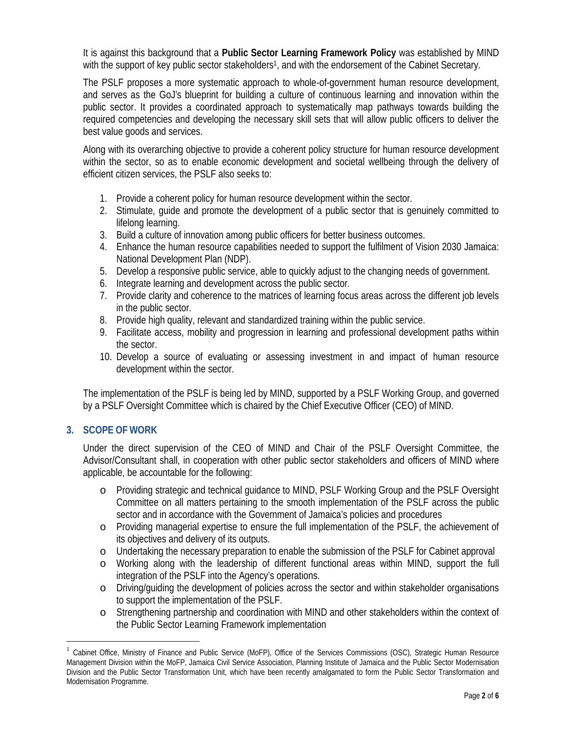It is against this background that a **Public Sector Learning Framework Policy** was established by MIND with the support of key public sector stakeholders[1], and with the endorsement of the Cabinet Secretary.

The PSLF proposes a more systematic approach to whole-of-government human resource development, and serves as the GoJ's blueprint for building a culture of continuous learning and innovation within the public sector. It provides a coordinated approach to systematically map pathways towards building the required competencies and developing the necessary skill sets that will allow public officers to deliver the best value goods and services.

Along with its overarching objective to provide a coherent policy structure for human resource development within the sector, so as to enable economic development and societal wellbeing through the delivery of efficient citizen services, the PSLF also seeks to:

1. Provide a coherent policy for human resource development within the sector.
2. Stimulate, guide and promote the development of a public sector that is genuinely committed to lifelong learning.
3. Build a culture of innovation among public officers for better business outcomes.
4. Enhance the human resource capabilities needed to support the fulfilment of Vision 2030 Jamaica: National Development Plan (NDP).
5. Develop a responsive public service, able to quickly adjust to the changing needs of government.
6. Integrate learning and development across the public sector.
7. Provide clarity and coherence to the matrices of learning focus areas across the different job levels in the public sector.
8. Provide high quality, relevant and standardized training within the public service.
9. Facilitate access, mobility and progression in learning and professional development paths within the sector.
10. Develop a source of evaluating or assessing investment in and impact of human resource development within the sector.

The implementation of the PSLF is being led by MIND, supported by a PSLF Working Group, and governed by a PSLF Oversight Committee which is chaired by the Chief Executive Officer (CEO) of MIND.

## 3. SCOPE OF WORK

Under the direct supervision of the CEO of MIND and Chair of the PSLF Oversight Committee, the Advisor/Consultant shall, in cooperation with other public sector stakeholders and officers of MIND where applicable, be accountable for the following:

- Providing strategic and technical guidance to MIND, PSLF Working Group and the PSLF Oversight Committee on all matters pertaining to the smooth implementation of the PSLF across the public sector and in accordance with the Government of Jamaica's policies and procedures
- Providing managerial expertise to ensure the full implementation of the PSLF, the achievement of its objectives and delivery of its outputs.
- Undertaking the necessary preparation to enable the submission of the PSLF for Cabinet approval
- Working along with the leadership of different functional areas within MIND, support the full integration of the PSLF into the Agency's operations.
- Driving/guiding the development of policies across the sector and within stakeholder organisations to support the implementation of the PSLF.
- Strengthening partnership and coordination with MIND and other stakeholders within the context of the Public Sector Learning Framework implementation

---

[1] Cabinet Office, Ministry of Finance and Public Service (MoFP), Office of the Services Commissions (OSC), Strategic Human Resource Management Division within the MoFP, Jamaica Civil Service Association, Planning Institute of Jamaica and the Public Sector Modernisation Division and the Public Sector Transformation Unit, which have been recently amalgamated to form the Public Sector Transformation and Modernisation Programme.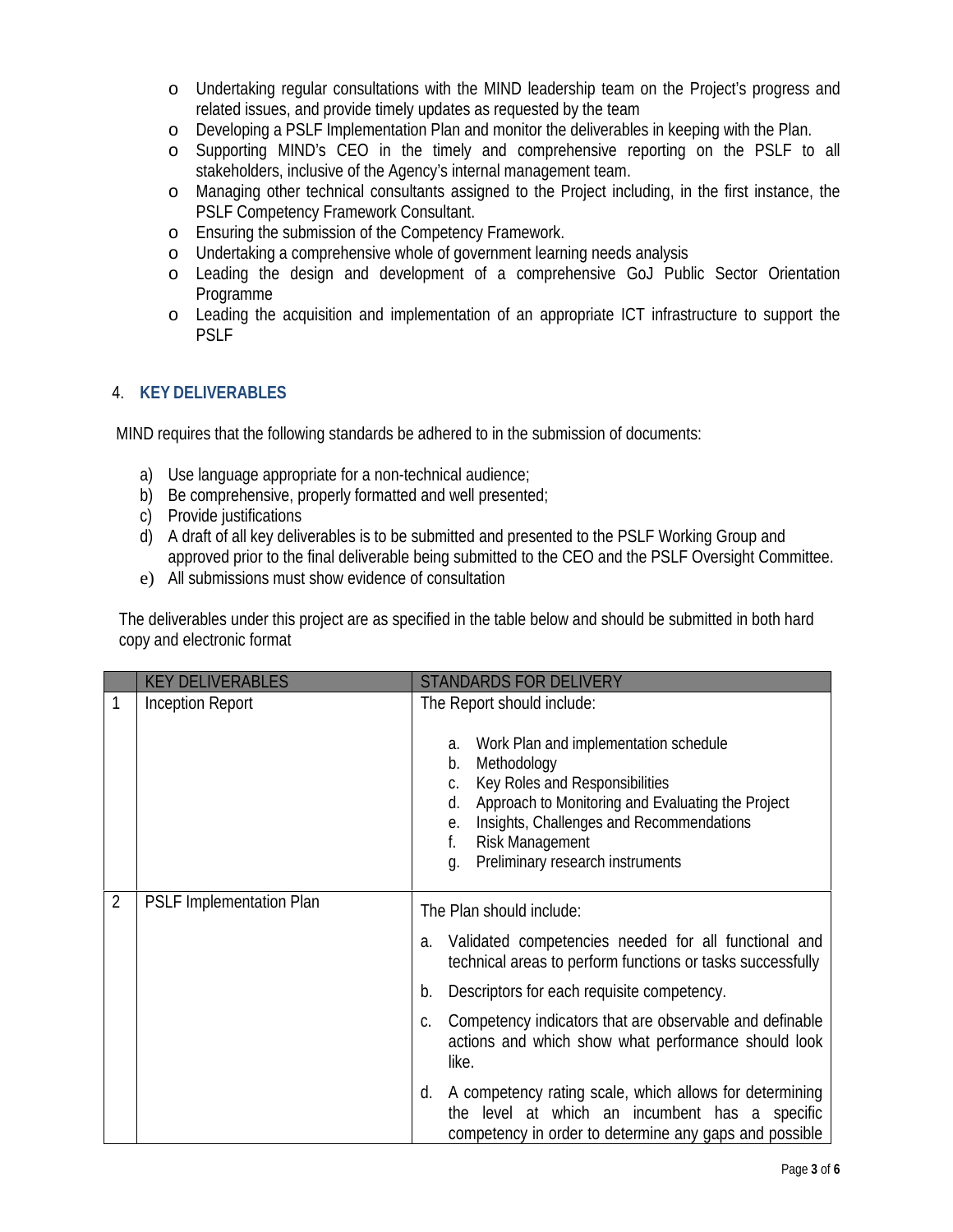- Undertaking regular consultations with the MIND leadership team on the Project's progress and related issues, and provide timely updates as requested by the team
- Developing a PSLF Implementation Plan and monitor the deliverables in keeping with the Plan.
- Supporting MIND's CEO in the timely and comprehensive reporting on the PSLF to all stakeholders, inclusive of the Agency's internal management team.
- Managing other technical consultants assigned to the Project including, in the first instance, the PSLF Competency Framework Consultant.
- Ensuring the submission of the Competency Framework.
- Undertaking a comprehensive whole of government learning needs analysis
- Leading the design and development of a comprehensive GoJ Public Sector Orientation Programme
- Leading the acquisition and implementation of an appropriate ICT infrastructure to support the PSLF

## 4. KEY DELIVERABLES

MIND requires that the following standards be adhered to in the submission of documents:

a) Use language appropriate for a non-technical audience;
b) Be comprehensive, properly formatted and well presented;
c) Provide justifications
d) A draft of all key deliverables is to be submitted and presented to the PSLF Working Group and approved prior to the final deliverable being submitted to the CEO and the PSLF Oversight Committee.
e) All submissions must show evidence of consultation

The deliverables under this project are as specified in the table below and should be submitted in both hard copy and electronic format

| | KEY DELIVERABLES | STANDARDS FOR DELIVERY |
|---|---|---|
| 1 | Inception Report | The Report should include:<br><br>a. Work Plan and implementation schedule<br>b. Methodology<br>c. Key Roles and Responsibilities<br>d. Approach to Monitoring and Evaluating the Project<br>e. Insights, Challenges and Recommendations<br>f. Risk Management<br>g. Preliminary research instruments |
| 2 | PSLF Implementation Plan | The Plan should include:<br><br>a. Validated competencies needed for all functional and technical areas to perform functions or tasks successfully<br>b. Descriptors for each requisite competency.<br>c. Competency indicators that are observable and definable actions and which show what performance should look like.<br>d. A competency rating scale, which allows for determining the level at which an incumbent has a specific competency in order to determine any gaps and possible |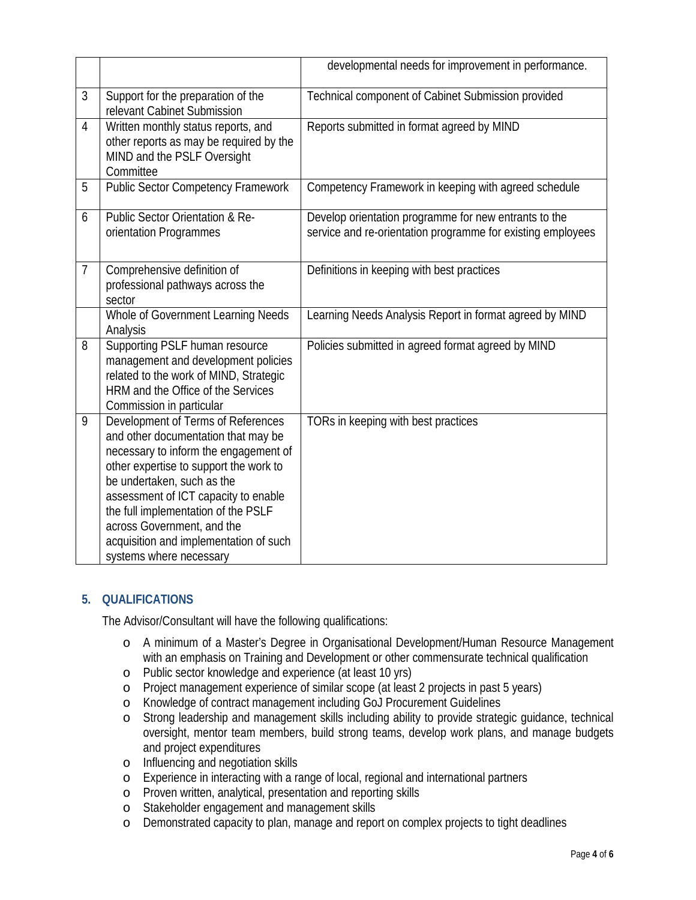| | | developmental needs for improvement in performance. |
|---|---|---|
| 3 | Support for the preparation of the relevant Cabinet Submission | Technical component of Cabinet Submission provided |
| 4 | Written monthly status reports, and other reports as may be required by the MIND and the PSLF Oversight Committee | Reports submitted in format agreed by MIND |
| 5 | Public Sector Competency Framework | Competency Framework in keeping with agreed schedule |
| 6 | Public Sector Orientation & Re-orientation Programmes | Develop orientation programme for new entrants to the service and re-orientation programme for existing employees |
| 7 | Comprehensive definition of professional pathways across the sector | Definitions in keeping with best practices |
| | Whole of Government Learning Needs Analysis | Learning Needs Analysis Report in format agreed by MIND |
| 8 | Supporting PSLF human resource management and development policies related to the work of MIND, Strategic HRM and the Office of the Services Commission in particular | Policies submitted in agreed format agreed by MIND |
| 9 | Development of Terms of References and other documentation that may be necessary to inform the engagement of other expertise to support the work to be undertaken, such as the assessment of ICT capacity to enable the full implementation of the PSLF across Government, and the acquisition and implementation of such systems where necessary | TORs in keeping with best practices |

## 5. QUALIFICATIONS

The Advisor/Consultant will have the following qualifications:

- A minimum of a Master's Degree in Organisational Development/Human Resource Management with an emphasis on Training and Development or other commensurate technical qualification
- Public sector knowledge and experience (at least 10 yrs)
- Project management experience of similar scope (at least 2 projects in past 5 years)
- Knowledge of contract management including GoJ Procurement Guidelines
- Strong leadership and management skills including ability to provide strategic guidance, technical oversight, mentor team members, build strong teams, develop work plans, and manage budgets and project expenditures
- Influencing and negotiation skills
- Experience in interacting with a range of local, regional and international partners
- Proven written, analytical, presentation and reporting skills
- Stakeholder engagement and management skills
- Demonstrated capacity to plan, manage and report on complex projects to tight deadlines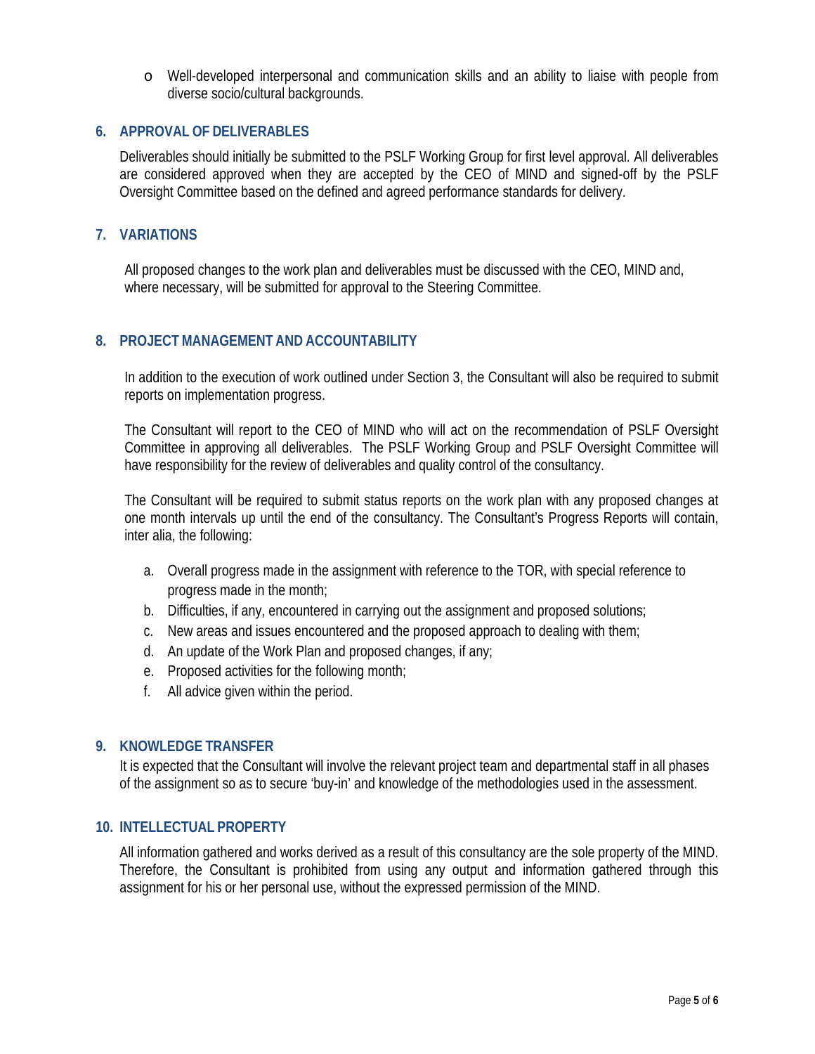- Well-developed interpersonal and communication skills and an ability to liaise with people from diverse socio/cultural backgrounds.

## 6. APPROVAL OF DELIVERABLES

Deliverables should initially be submitted to the PSLF Working Group for first level approval. All deliverables are considered approved when they are accepted by the CEO of MIND and signed-off by the PSLF Oversight Committee based on the defined and agreed performance standards for delivery.

## 7. VARIATIONS

All proposed changes to the work plan and deliverables must be discussed with the CEO, MIND and, where necessary, will be submitted for approval to the Steering Committee.

## 8. PROJECT MANAGEMENT AND ACCOUNTABILITY

In addition to the execution of work outlined under Section 3, the Consultant will also be required to submit reports on implementation progress.

The Consultant will report to the CEO of MIND who will act on the recommendation of PSLF Oversight Committee in approving all deliverables. The PSLF Working Group and PSLF Oversight Committee will have responsibility for the review of deliverables and quality control of the consultancy.

The Consultant will be required to submit status reports on the work plan with any proposed changes at one month intervals up until the end of the consultancy. The Consultant's Progress Reports will contain, inter alia, the following:

a. Overall progress made in the assignment with reference to the TOR, with special reference to progress made in the month;
b. Difficulties, if any, encountered in carrying out the assignment and proposed solutions;
c. New areas and issues encountered and the proposed approach to dealing with them;
d. An update of the Work Plan and proposed changes, if any;
e. Proposed activities for the following month;
f. All advice given within the period.

## 9. KNOWLEDGE TRANSFER

It is expected that the Consultant will involve the relevant project team and departmental staff in all phases of the assignment so as to secure 'buy-in' and knowledge of the methodologies used in the assessment.

## 10. INTELLECTUAL PROPERTY

All information gathered and works derived as a result of this consultancy are the sole property of the MIND. Therefore, the Consultant is prohibited from using any output and information gathered through this assignment for his or her personal use, without the expressed permission of the MIND.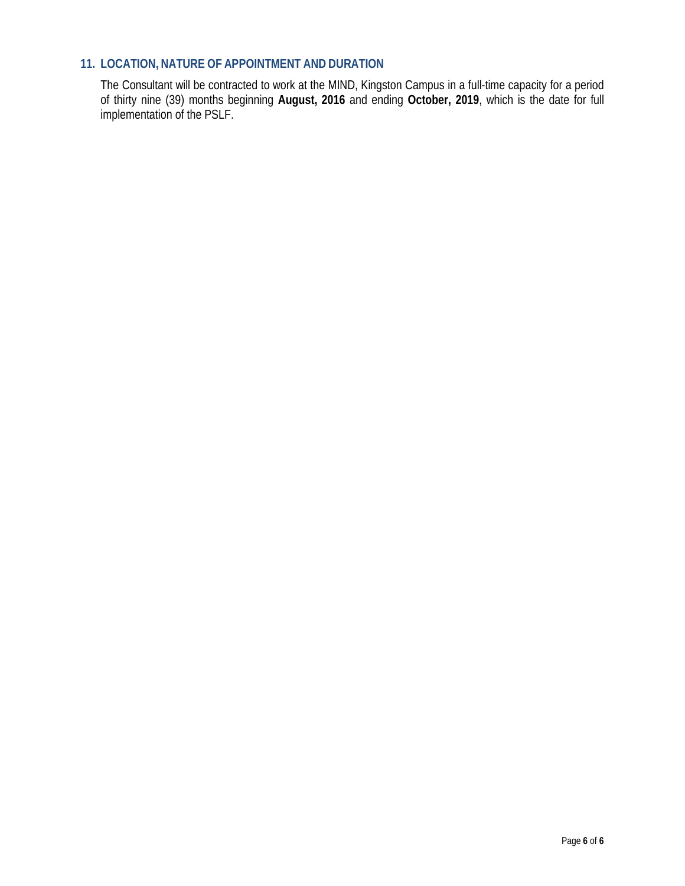## 11. LOCATION, NATURE OF APPOINTMENT AND DURATION

The Consultant will be contracted to work at the MIND, Kingston Campus in a full-time capacity for a period of thirty nine (39) months beginning **August, 2016** and ending **October, 2019**, which is the date for full implementation of the PSLF.